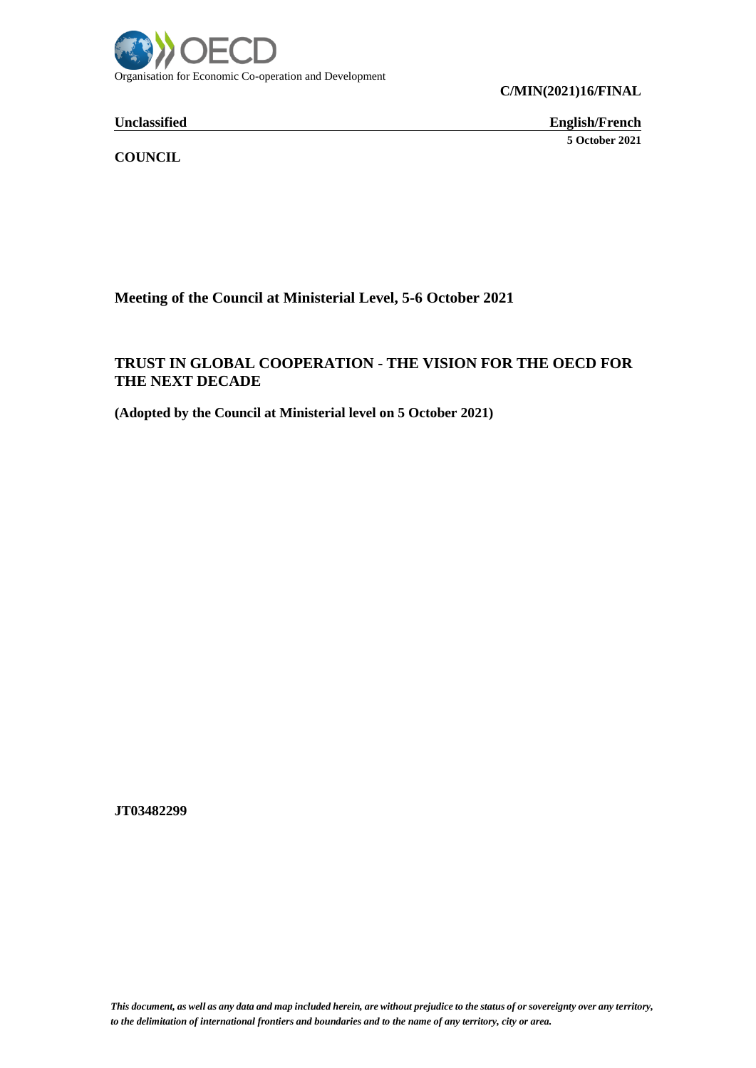Organisation for Economic Co-operation and Development

**C/MIN(2021)16/FINAL**

**Unclassified** **English/French**

**5 October 2021**

**COUNCIL**

**Meeting of the Council at Ministerial Level, 5-6 October 2021**

# TRUST IN GLOBAL COOPERATION - THE VISION FOR THE OECD FOR THE NEXT DECADE

**(Adopted by the Council at Ministerial level on 5 October 2021)**

**JT03482299**

*This document, as well as any data and map included herein, are without prejudice to the status of or sovereignty over any territory, to the delimitation of international frontiers and boundaries and to the name of any territory, city or area.*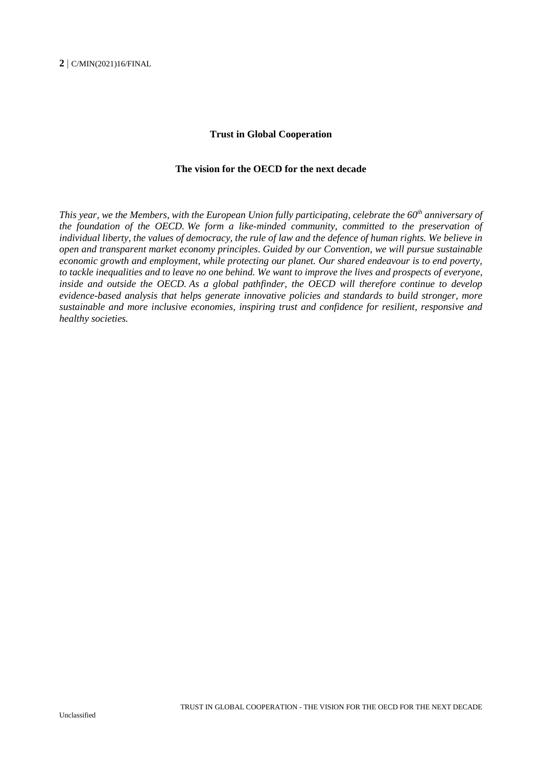**Trust in Global Cooperation**

**The vision for the OECD for the next decade**

*This year, we the Members, with the European Union fully participating, celebrate the 60th anniversary of the foundation of the OECD. We form a like-minded community, committed to the preservation of individual liberty, the values of democracy, the rule of law and the defence of human rights. We believe in open and transparent market economy principles. Guided by our Convention, we will pursue sustainable economic growth and employment, while protecting our planet. Our shared endeavour is to end poverty, to tackle inequalities and to leave no one behind. We want to improve the lives and prospects of everyone, inside and outside the OECD. As a global pathfinder, the OECD will therefore continue to develop evidence-based analysis that helps generate innovative policies and standards to build stronger, more sustainable and more inclusive economies, inspiring trust and confidence for resilient, responsive and healthy societies.*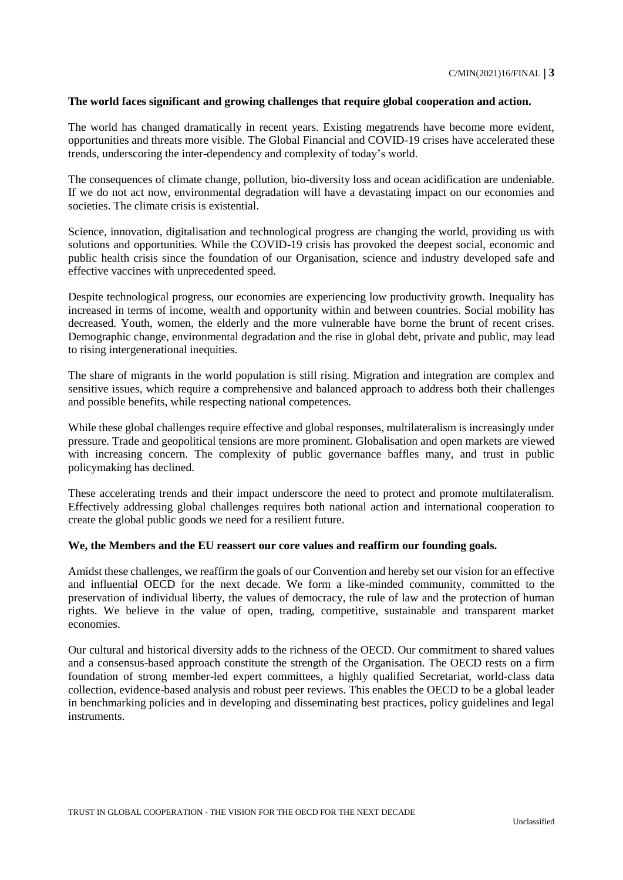**The world faces significant and growing challenges that require global cooperation and action.**

The world has changed dramatically in recent years. Existing megatrends have become more evident, opportunities and threats more visible. The Global Financial and COVID-19 crises have accelerated these trends, underscoring the inter-dependency and complexity of today's world.

The consequences of climate change, pollution, bio-diversity loss and ocean acidification are undeniable. If we do not act now, environmental degradation will have a devastating impact on our economies and societies. The climate crisis is existential.

Science, innovation, digitalisation and technological progress are changing the world, providing us with solutions and opportunities. While the COVID-19 crisis has provoked the deepest social, economic and public health crisis since the foundation of our Organisation, science and industry developed safe and effective vaccines with unprecedented speed.

Despite technological progress, our economies are experiencing low productivity growth. Inequality has increased in terms of income, wealth and opportunity within and between countries. Social mobility has decreased. Youth, women, the elderly and the more vulnerable have borne the brunt of recent crises. Demographic change, environmental degradation and the rise in global debt, private and public, may lead to rising intergenerational inequities.

The share of migrants in the world population is still rising. Migration and integration are complex and sensitive issues, which require a comprehensive and balanced approach to address both their challenges and possible benefits, while respecting national competences.

While these global challenges require effective and global responses, multilateralism is increasingly under pressure. Trade and geopolitical tensions are more prominent. Globalisation and open markets are viewed with increasing concern. The complexity of public governance baffles many, and trust in public policymaking has declined.

These accelerating trends and their impact underscore the need to protect and promote multilateralism. Effectively addressing global challenges requires both national action and international cooperation to create the global public goods we need for a resilient future.

**We, the Members and the EU reassert our core values and reaffirm our founding goals.**

Amidst these challenges, we reaffirm the goals of our Convention and hereby set our vision for an effective and influential OECD for the next decade. We form a like-minded community, committed to the preservation of individual liberty, the values of democracy, the rule of law and the protection of human rights. We believe in the value of open, trading, competitive, sustainable and transparent market economies.

Our cultural and historical diversity adds to the richness of the OECD. Our commitment to shared values and a consensus-based approach constitute the strength of the Organisation. The OECD rests on a firm foundation of strong member-led expert committees, a highly qualified Secretariat, world-class data collection, evidence-based analysis and robust peer reviews. This enables the OECD to be a global leader in benchmarking policies and in developing and disseminating best practices, policy guidelines and legal instruments.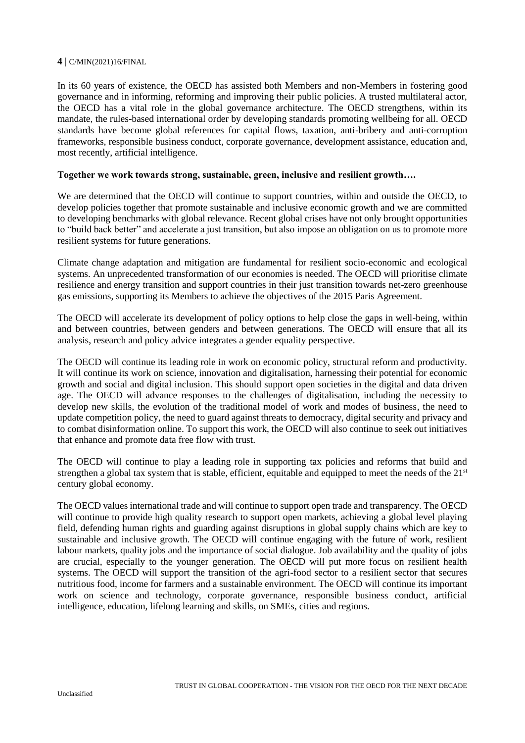In its 60 years of existence, the OECD has assisted both Members and non-Members in fostering good governance and in informing, reforming and improving their public policies. A trusted multilateral actor, the OECD has a vital role in the global governance architecture. The OECD strengthens, within its mandate, the rules-based international order by developing standards promoting wellbeing for all. OECD standards have become global references for capital flows, taxation, anti-bribery and anti-corruption frameworks, responsible business conduct, corporate governance, development assistance, education and, most recently, artificial intelligence.

**Together we work towards strong, sustainable, green, inclusive and resilient growth….**

We are determined that the OECD will continue to support countries, within and outside the OECD, to develop policies together that promote sustainable and inclusive economic growth and we are committed to developing benchmarks with global relevance. Recent global crises have not only brought opportunities to "build back better" and accelerate a just transition, but also impose an obligation on us to promote more resilient systems for future generations.

Climate change adaptation and mitigation are fundamental for resilient socio-economic and ecological systems. An unprecedented transformation of our economies is needed. The OECD will prioritise climate resilience and energy transition and support countries in their just transition towards net-zero greenhouse gas emissions, supporting its Members to achieve the objectives of the 2015 Paris Agreement.

The OECD will accelerate its development of policy options to help close the gaps in well-being, within and between countries, between genders and between generations. The OECD will ensure that all its analysis, research and policy advice integrates a gender equality perspective.

The OECD will continue its leading role in work on economic policy, structural reform and productivity. It will continue its work on science, innovation and digitalisation, harnessing their potential for economic growth and social and digital inclusion. This should support open societies in the digital and data driven age. The OECD will advance responses to the challenges of digitalisation, including the necessity to develop new skills, the evolution of the traditional model of work and modes of business, the need to update competition policy, the need to guard against threats to democracy, digital security and privacy and to combat disinformation online. To support this work, the OECD will also continue to seek out initiatives that enhance and promote data free flow with trust.

The OECD will continue to play a leading role in supporting tax policies and reforms that build and strengthen a global tax system that is stable, efficient, equitable and equipped to meet the needs of the 21st century global economy.

The OECD values international trade and will continue to support open trade and transparency. The OECD will continue to provide high quality research to support open markets, achieving a global level playing field, defending human rights and guarding against disruptions in global supply chains which are key to sustainable and inclusive growth. The OECD will continue engaging with the future of work, resilient labour markets, quality jobs and the importance of social dialogue. Job availability and the quality of jobs are crucial, especially to the younger generation. The OECD will put more focus on resilient health systems. The OECD will support the transition of the agri-food sector to a resilient sector that secures nutritious food, income for farmers and a sustainable environment. The OECD will continue its important work on science and technology, corporate governance, responsible business conduct, artificial intelligence, education, lifelong learning and skills, on SMEs, cities and regions.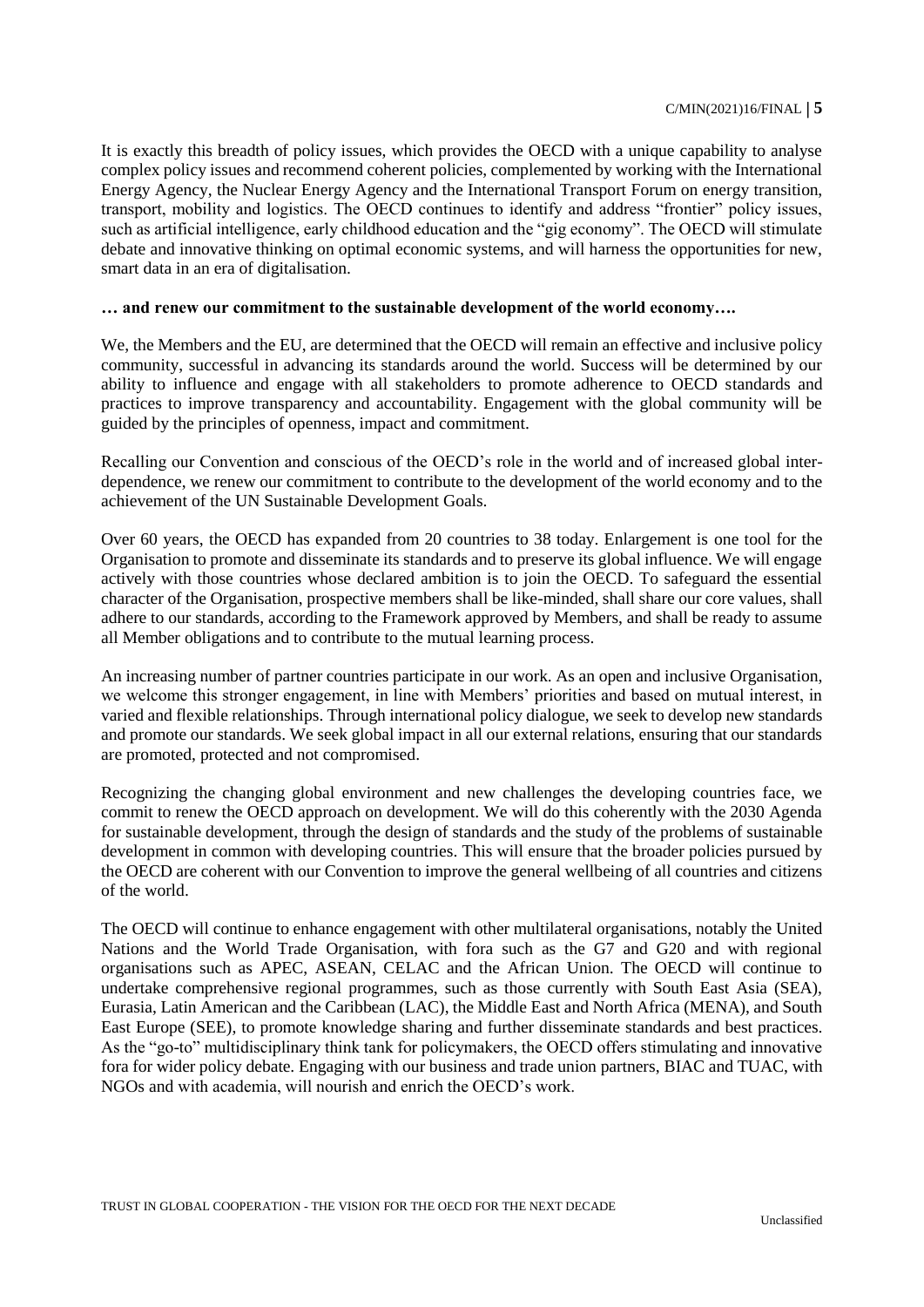It is exactly this breadth of policy issues, which provides the OECD with a unique capability to analyse complex policy issues and recommend coherent policies, complemented by working with the International Energy Agency, the Nuclear Energy Agency and the International Transport Forum on energy transition, transport, mobility and logistics. The OECD continues to identify and address "frontier" policy issues, such as artificial intelligence, early childhood education and the "gig economy". The OECD will stimulate debate and innovative thinking on optimal economic systems, and will harness the opportunities for new, smart data in an era of digitalisation.

**… and renew our commitment to the sustainable development of the world economy….**

We, the Members and the EU, are determined that the OECD will remain an effective and inclusive policy community, successful in advancing its standards around the world. Success will be determined by our ability to influence and engage with all stakeholders to promote adherence to OECD standards and practices to improve transparency and accountability. Engagement with the global community will be guided by the principles of openness, impact and commitment.

Recalling our Convention and conscious of the OECD's role in the world and of increased global inter-dependence, we renew our commitment to contribute to the development of the world economy and to the achievement of the UN Sustainable Development Goals.

Over 60 years, the OECD has expanded from 20 countries to 38 today. Enlargement is one tool for the Organisation to promote and disseminate its standards and to preserve its global influence. We will engage actively with those countries whose declared ambition is to join the OECD. To safeguard the essential character of the Organisation, prospective members shall be like-minded, shall share our core values, shall adhere to our standards, according to the Framework approved by Members, and shall be ready to assume all Member obligations and to contribute to the mutual learning process.

An increasing number of partner countries participate in our work. As an open and inclusive Organisation, we welcome this stronger engagement, in line with Members' priorities and based on mutual interest, in varied and flexible relationships. Through international policy dialogue, we seek to develop new standards and promote our standards. We seek global impact in all our external relations, ensuring that our standards are promoted, protected and not compromised.

Recognizing the changing global environment and new challenges the developing countries face, we commit to renew the OECD approach on development. We will do this coherently with the 2030 Agenda for sustainable development, through the design of standards and the study of the problems of sustainable development in common with developing countries. This will ensure that the broader policies pursued by the OECD are coherent with our Convention to improve the general wellbeing of all countries and citizens of the world.

The OECD will continue to enhance engagement with other multilateral organisations, notably the United Nations and the World Trade Organisation, with fora such as the G7 and G20 and with regional organisations such as APEC, ASEAN, CELAC and the African Union. The OECD will continue to undertake comprehensive regional programmes, such as those currently with South East Asia (SEA), Eurasia, Latin American and the Caribbean (LAC), the Middle East and North Africa (MENA), and South East Europe (SEE), to promote knowledge sharing and further disseminate standards and best practices. As the "go-to" multidisciplinary think tank for policymakers, the OECD offers stimulating and innovative fora for wider policy debate. Engaging with our business and trade union partners, BIAC and TUAC, with NGOs and with academia, will nourish and enrich the OECD's work.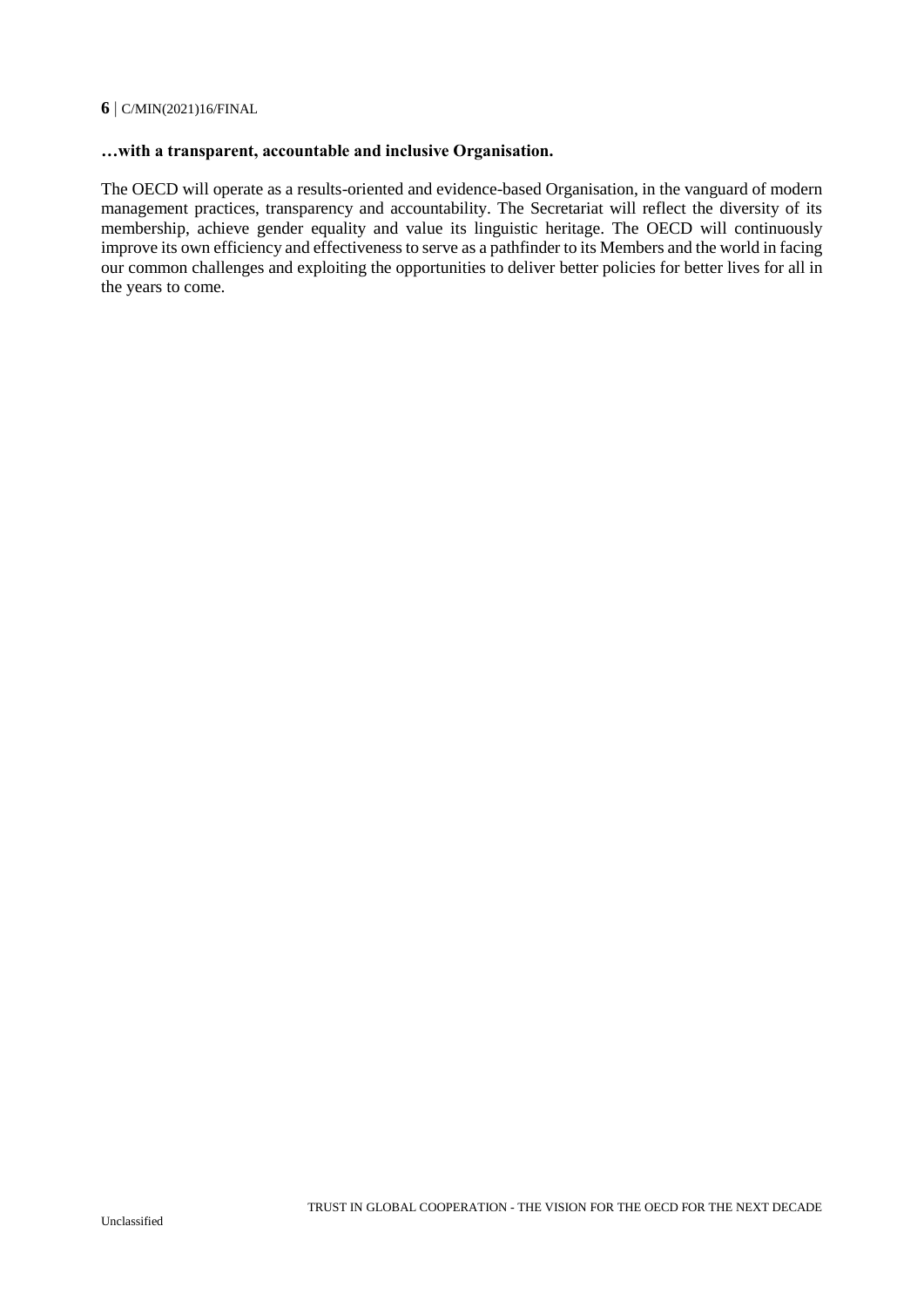**…with a transparent, accountable and inclusive Organisation.**

The OECD will operate as a results-oriented and evidence-based Organisation, in the vanguard of modern management practices, transparency and accountability. The Secretariat will reflect the diversity of its membership, achieve gender equality and value its linguistic heritage. The OECD will continuously improve its own efficiency and effectiveness to serve as a pathfinder to its Members and the world in facing our common challenges and exploiting the opportunities to deliver better policies for better lives for all in the years to come.